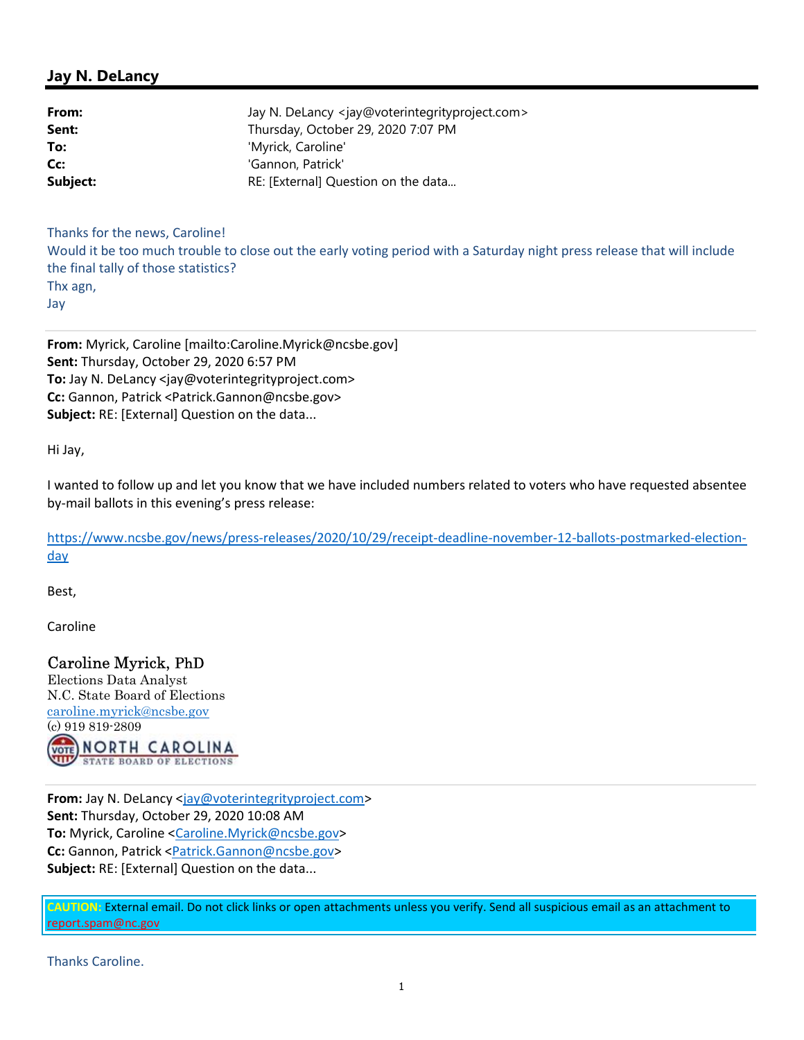## Jay N. DeLancy

**From:** Jay N. DeLancy <jay@voterintegrityproject.com>
**Sent:** Thursday, October 29, 2020 7:07 PM
**To:** 'Myrick, Caroline'
**Cc:** 'Gannon, Patrick'
**Subject:** RE: [External] Question on the data...

Thanks for the news, Caroline!
Would it be too much trouble to close out the early voting period with a Saturday night press release that will include the final tally of those statistics?
Thx agn,
Jay

---

**From:** Myrick, Caroline [mailto:Caroline.Myrick@ncsbe.gov]
**Sent:** Thursday, October 29, 2020 6:57 PM
**To:** Jay N. DeLancy <jay@voterintegrityproject.com>
**Cc:** Gannon, Patrick <Patrick.Gannon@ncsbe.gov>
**Subject:** RE: [External] Question on the data...

Hi Jay,

I wanted to follow up and let you know that we have included numbers related to voters who have requested absentee by-mail ballots in this evening's press release:

https://www.ncsbe.gov/news/press-releases/2020/10/29/receipt-deadline-november-12-ballots-postmarked-election-day

Best,

Caroline

Caroline Myrick, PhD
Elections Data Analyst
N.C. State Board of Elections
caroline.myrick@ncsbe.gov
(c) 919 819-2809
NORTH CAROLINA STATE BOARD OF ELECTIONS

---

**From:** Jay N. DeLancy <jay@voterintegrityproject.com>
**Sent:** Thursday, October 29, 2020 10:08 AM
**To:** Myrick, Caroline <Caroline.Myrick@ncsbe.gov>
**Cc:** Gannon, Patrick <Patrick.Gannon@ncsbe.gov>
**Subject:** RE: [External] Question on the data...

**CAUTION:** External email. Do not click links or open attachments unless you verify. Send all suspicious email as an attachment to report.spam@nc.gov

Thanks Caroline.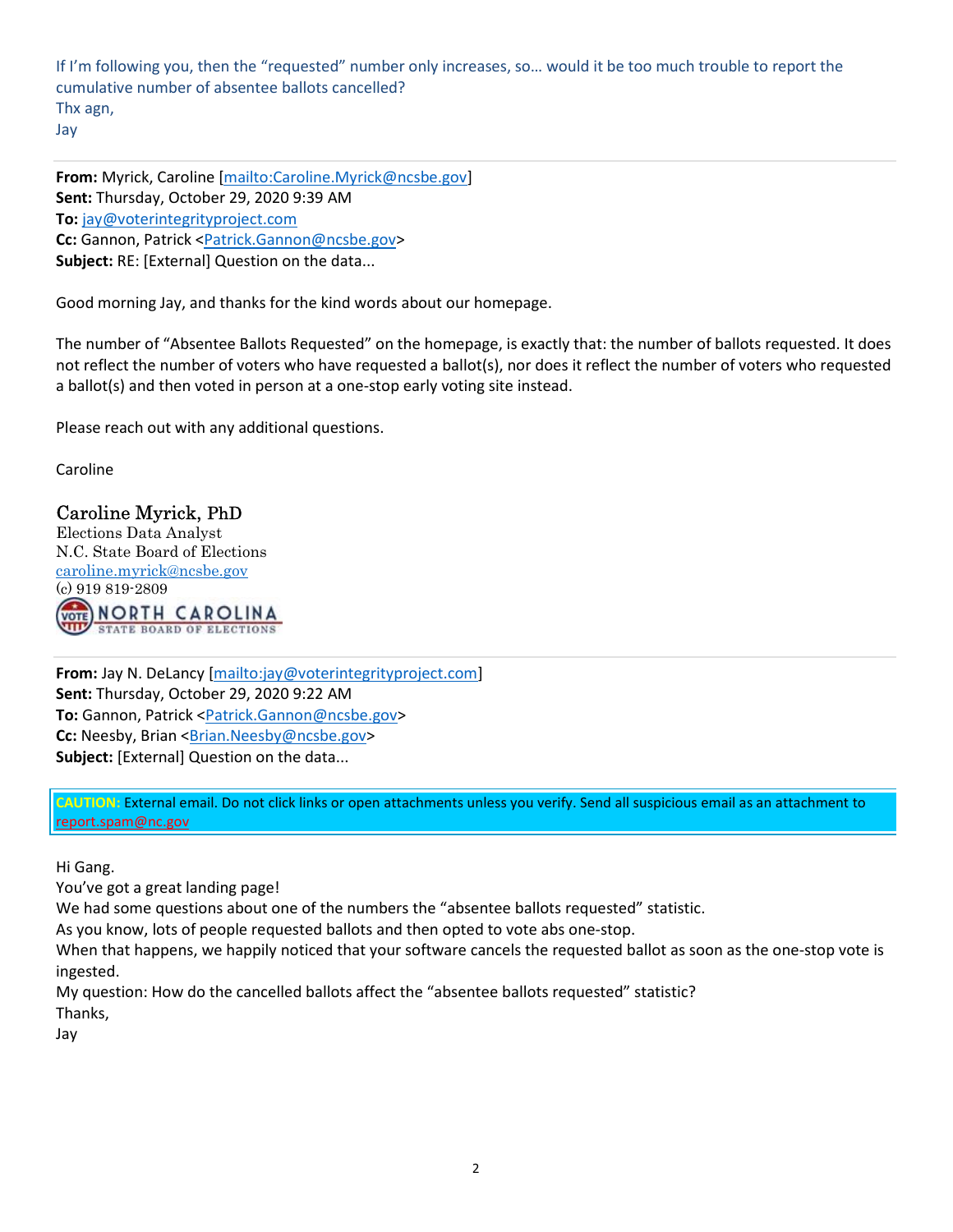If I'm following you, then the "requested" number only increases, so… would it be too much trouble to report the cumulative number of absentee ballots cancelled?
Thx agn,
Jay

---

**From:** Myrick, Caroline [mailto:Caroline.Myrick@ncsbe.gov]
**Sent:** Thursday, October 29, 2020 9:39 AM
**To:** jay@voterintegrityproject.com
**Cc:** Gannon, Patrick <Patrick.Gannon@ncsbe.gov>
**Subject:** RE: [External] Question on the data...

Good morning Jay, and thanks for the kind words about our homepage.

The number of "Absentee Ballots Requested" on the homepage, is exactly that: the number of ballots requested. It does not reflect the number of voters who have requested a ballot(s), nor does it reflect the number of voters who requested a ballot(s) and then voted in person at a one-stop early voting site instead.

Please reach out with any additional questions.

Caroline

Caroline Myrick, PhD
Elections Data Analyst
N.C. State Board of Elections
caroline.myrick@ncsbe.gov
(c) 919 819-2809
NORTH CAROLINA STATE BOARD OF ELECTIONS

---

**From:** Jay N. DeLancy [mailto:jay@voterintegrityproject.com]
**Sent:** Thursday, October 29, 2020 9:22 AM
**To:** Gannon, Patrick <Patrick.Gannon@ncsbe.gov>
**Cc:** Neesby, Brian <Brian.Neesby@ncsbe.gov>
**Subject:** [External] Question on the data...

**CAUTION:** External email. Do not click links or open attachments unless you verify. Send all suspicious email as an attachment to report.spam@nc.gov

Hi Gang.
You've got a great landing page!
We had some questions about one of the numbers the "absentee ballots requested" statistic.
As you know, lots of people requested ballots and then opted to vote abs one-stop.
When that happens, we happily noticed that your software cancels the requested ballot as soon as the one-stop vote is ingested.
My question: How do the cancelled ballots affect the "absentee ballots requested" statistic?
Thanks,
Jay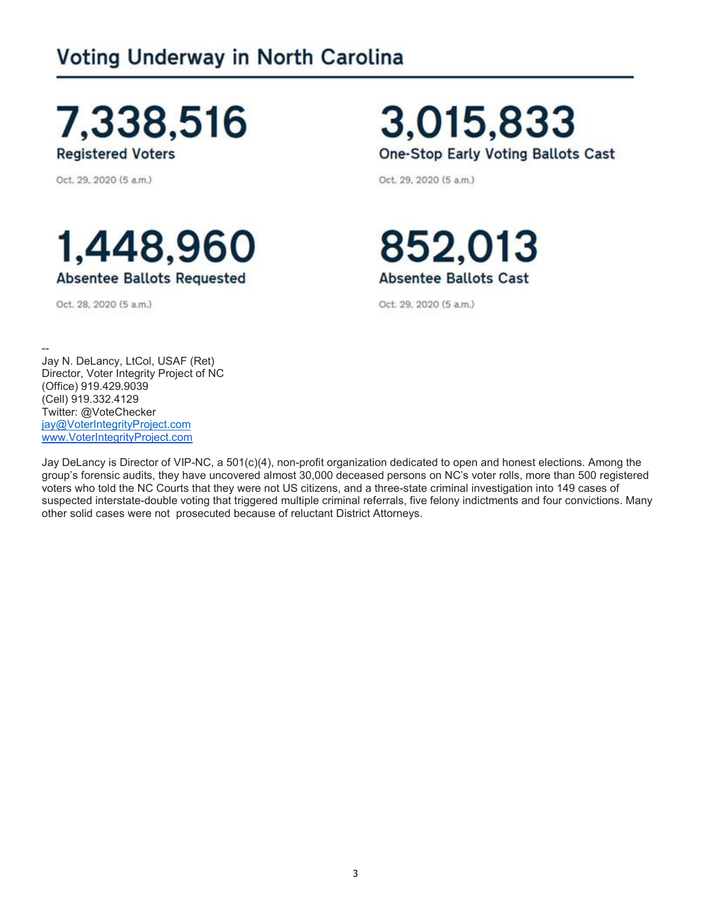## Voting Underway in North Carolina

**7,338,516**
Registered Voters
Oct. 29, 2020 (5 a.m.)

**3,015,833**
One-Stop Early Voting Ballots Cast
Oct. 29, 2020 (5 a.m.)

**1,448,960**
Absentee Ballots Requested
Oct. 28, 2020 (5 a.m.)

**852,013**
Absentee Ballots Cast
Oct. 29, 2020 (5 a.m.)

--
Jay N. DeLancy, LtCol, USAF (Ret)
Director, Voter Integrity Project of NC
(Office) 919.429.9039
(Cell) 919.332.4129
Twitter: @VoteChecker
jay@VoterIntegrityProject.com
www.VoterIntegrityProject.com

Jay DeLancy is Director of VIP-NC, a 501(c)(4), non-profit organization dedicated to open and honest elections. Among the group's forensic audits, they have uncovered almost 30,000 deceased persons on NC's voter rolls, more than 500 registered voters who told the NC Courts that they were not US citizens, and a three-state criminal investigation into 149 cases of suspected interstate-double voting that triggered multiple criminal referrals, five felony indictments and four convictions. Many other solid cases were not prosecuted because of reluctant District Attorneys.